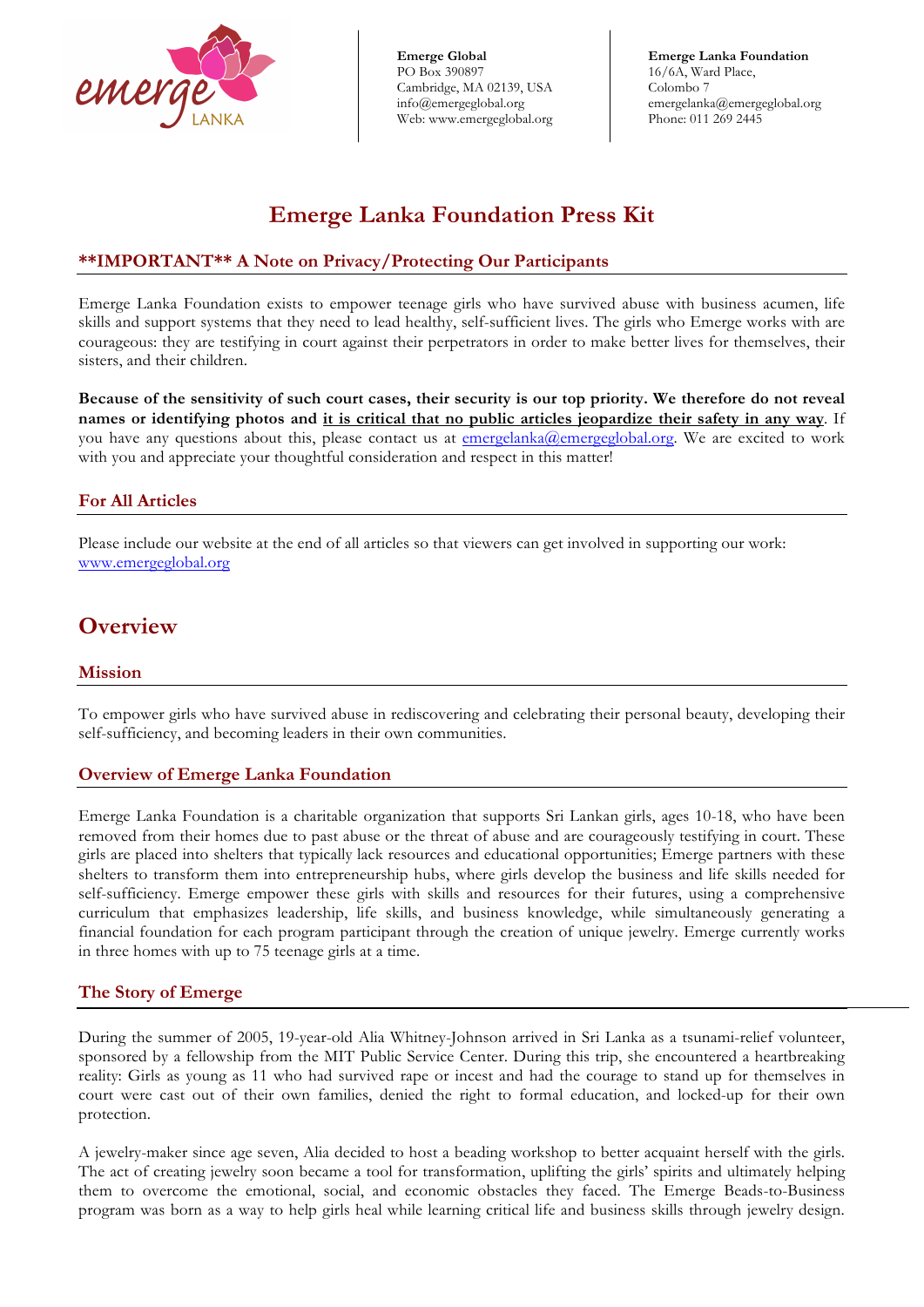**Emerge Global**
PO Box 390897
Cambridge, MA 02139, USA
info@emergeglobal.org
Web: www.emergeglobal.org

**Emerge Lanka Foundation**
16/6A, Ward Place,
Colombo 7
emergelanka@emergeglobal.org
Phone: 011 269 2445

# Emerge Lanka Foundation Press Kit

### **IMPORTANT** A Note on Privacy/Protecting Our Participants

Emerge Lanka Foundation exists to empower teenage girls who have survived abuse with business acumen, life skills and support systems that they need to lead healthy, self-sufficient lives. The girls who Emerge works with are courageous: they are testifying in court against their perpetrators in order to make better lives for themselves, their sisters, and their children.

**Because of the sensitivity of such court cases, their security is our top priority. We therefore do not reveal names or identifying photos and <u>it is critical that no public articles jeopardize their safety in any way</u>.** If you have any questions about this, please contact us at emergelanka@emergeglobal.org. We are excited to work with you and appreciate your thoughtful consideration and respect in this matter!

### For All Articles

Please include our website at the end of all articles so that viewers can get involved in supporting our work: www.emergeglobal.org

## Overview

### Mission

To empower girls who have survived abuse in rediscovering and celebrating their personal beauty, developing their self-sufficiency, and becoming leaders in their own communities.

### Overview of Emerge Lanka Foundation

Emerge Lanka Foundation is a charitable organization that supports Sri Lankan girls, ages 10-18, who have been removed from their homes due to past abuse or the threat of abuse and are courageously testifying in court. These girls are placed into shelters that typically lack resources and educational opportunities; Emerge partners with these shelters to transform them into entrepreneurship hubs, where girls develop the business and life skills needed for self-sufficiency. Emerge empower these girls with skills and resources for their futures, using a comprehensive curriculum that emphasizes leadership, life skills, and business knowledge, while simultaneously generating a financial foundation for each program participant through the creation of unique jewelry. Emerge currently works in three homes with up to 75 teenage girls at a time.

### The Story of Emerge

During the summer of 2005, 19-year-old Alia Whitney-Johnson arrived in Sri Lanka as a tsunami-relief volunteer, sponsored by a fellowship from the MIT Public Service Center. During this trip, she encountered a heartbreaking reality: Girls as young as 11 who had survived rape or incest and had the courage to stand up for themselves in court were cast out of their own families, denied the right to formal education, and locked-up for their own protection.

A jewelry-maker since age seven, Alia decided to host a beading workshop to better acquaint herself with the girls. The act of creating jewelry soon became a tool for transformation, uplifting the girls' spirits and ultimately helping them to overcome the emotional, social, and economic obstacles they faced. The Emerge Beads-to-Business program was born as a way to help girls heal while learning critical life and business skills through jewelry design.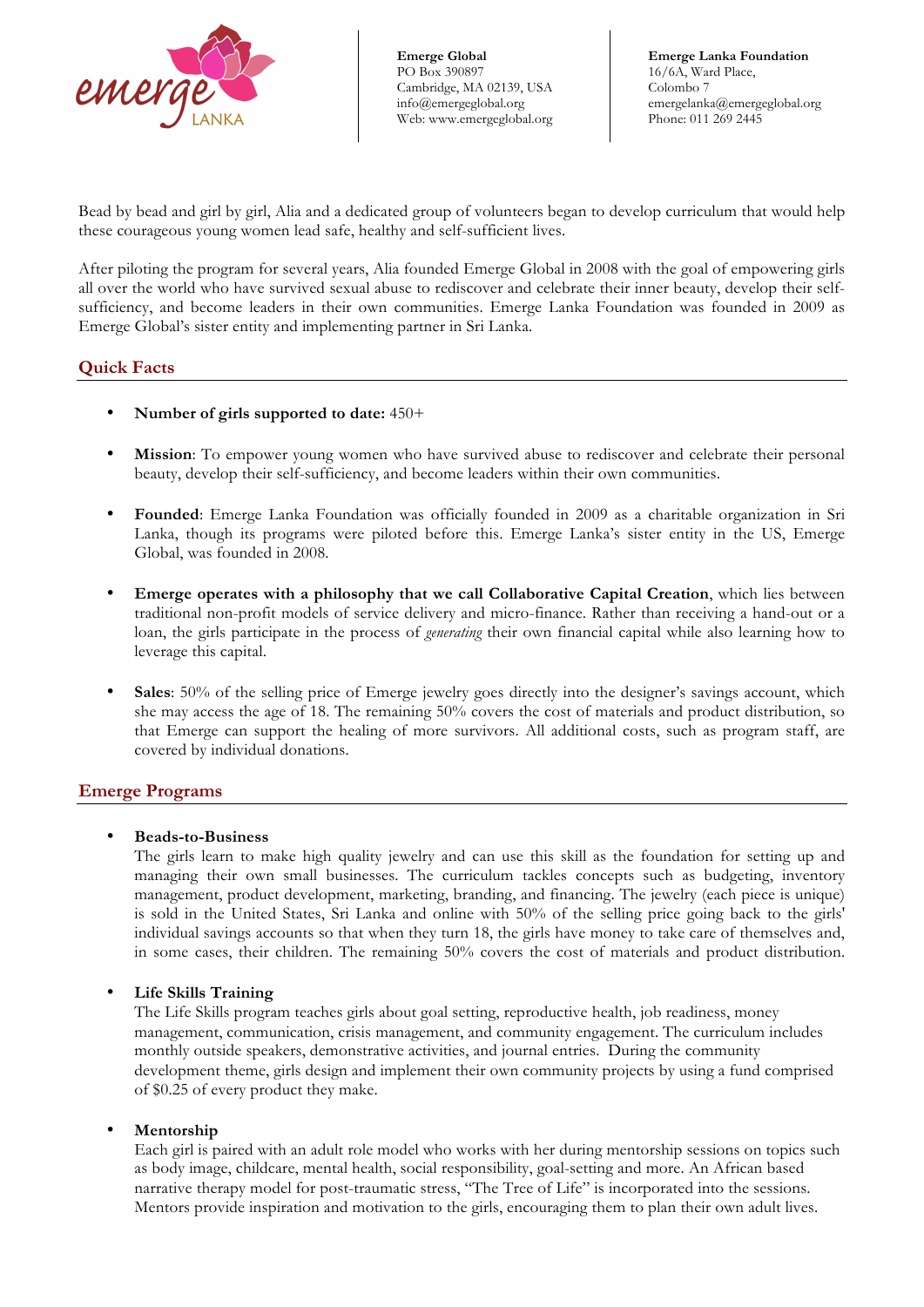**Emerge Global**
PO Box 390897
Cambridge, MA 02139, USA
info@emergeglobal.org
Web: www.emergeglobal.org

**Emerge Lanka Foundation**
16/6A, Ward Place,
Colombo 7
emergelanka@emergeglobal.org
Phone: 011 269 2445

Bead by bead and girl by girl, Alia and a dedicated group of volunteers began to develop curriculum that would help these courageous young women lead safe, healthy and self-sufficient lives.

After piloting the program for several years, Alia founded Emerge Global in 2008 with the goal of empowering girls all over the world who have survived sexual abuse to rediscover and celebrate their inner beauty, develop their self-sufficiency, and become leaders in their own communities. Emerge Lanka Foundation was founded in 2009 as Emerge Global's sister entity and implementing partner in Sri Lanka.

## Quick Facts

- **Number of girls supported to date:** 450+
- **Mission**: To empower young women who have survived abuse to rediscover and celebrate their personal beauty, develop their self-sufficiency, and become leaders within their own communities.
- **Founded**: Emerge Lanka Foundation was officially founded in 2009 as a charitable organization in Sri Lanka, though its programs were piloted before this. Emerge Lanka's sister entity in the US, Emerge Global, was founded in 2008.
- **Emerge operates with a philosophy that we call Collaborative Capital Creation**, which lies between traditional non-profit models of service delivery and micro-finance. Rather than receiving a hand-out or a loan, the girls participate in the process of *generating* their own financial capital while also learning how to leverage this capital.
- **Sales**: 50% of the selling price of Emerge jewelry goes directly into the designer's savings account, which she may access the age of 18. The remaining 50% covers the cost of materials and product distribution, so that Emerge can support the healing of more survivors. All additional costs, such as program staff, are covered by individual donations.

## Emerge Programs

- **Beads-to-Business**
  The girls learn to make high quality jewelry and can use this skill as the foundation for setting up and managing their own small businesses. The curriculum tackles concepts such as budgeting, inventory management, product development, marketing, branding, and financing. The jewelry (each piece is unique) is sold in the United States, Sri Lanka and online with 50% of the selling price going back to the girls' individual savings accounts so that when they turn 18, the girls have money to take care of themselves and, in some cases, their children. The remaining 50% covers the cost of materials and product distribution.

- **Life Skills Training**
  The Life Skills program teaches girls about goal setting, reproductive health, job readiness, money management, communication, crisis management, and community engagement. The curriculum includes monthly outside speakers, demonstrative activities, and journal entries. During the community development theme, girls design and implement their own community projects by using a fund comprised of $0.25 of every product they make.

- **Mentorship**
  Each girl is paired with an adult role model who works with her during mentorship sessions on topics such as body image, childcare, mental health, social responsibility, goal-setting and more. An African based narrative therapy model for post-traumatic stress, "The Tree of Life" is incorporated into the sessions. Mentors provide inspiration and motivation to the girls, encouraging them to plan their own adult lives.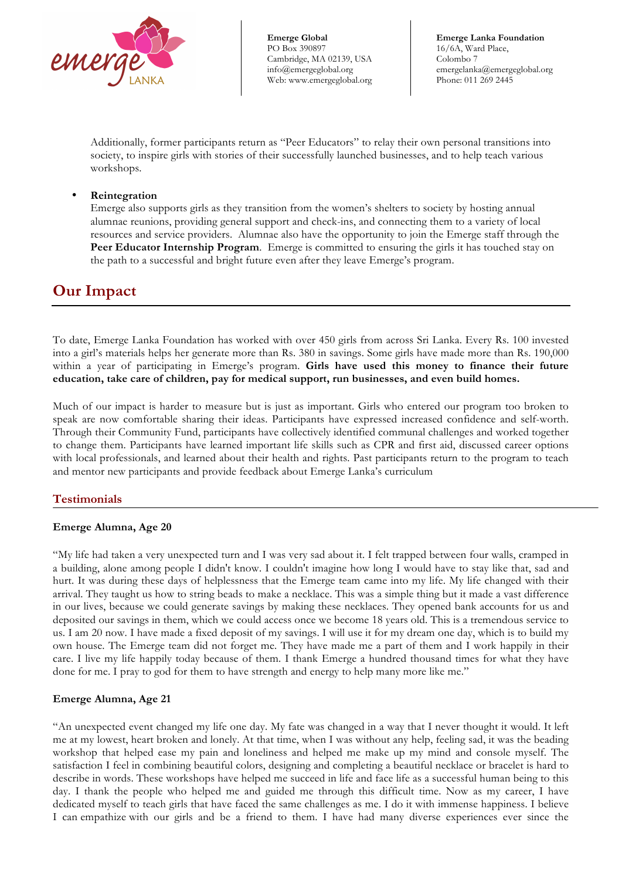Additionally, former participants return as "Peer Educators" to relay their own personal transitions into society, to inspire girls with stories of their successfully launched businesses, and to help teach various workshops.

- **Reintegration**
  Emerge also supports girls as they transition from the women's shelters to society by hosting annual alumnae reunions, providing general support and check-ins, and connecting them to a variety of local resources and service providers. Alumnae also have the opportunity to join the Emerge staff through the **Peer Educator Internship Program**. Emerge is committed to ensuring the girls it has touched stay on the path to a successful and bright future even after they leave Emerge's program.

## Our Impact

To date, Emerge Lanka Foundation has worked with over 450 girls from across Sri Lanka. Every Rs. 100 invested into a girl's materials helps her generate more than Rs. 380 in savings. Some girls have made more than Rs. 190,000 within a year of participating in Emerge's program. **Girls have used this money to finance their future education, take care of children, pay for medical support, run businesses, and even build homes.**

Much of our impact is harder to measure but is just as important. Girls who entered our program too broken to speak are now comfortable sharing their ideas. Participants have expressed increased confidence and self-worth. Through their Community Fund, participants have collectively identified communal challenges and worked together to change them. Participants have learned important life skills such as CPR and first aid, discussed career options with local professionals, and learned about their health and rights. Past participants return to the program to teach and mentor new participants and provide feedback about Emerge Lanka's curriculum

### Testimonials

**Emerge Alumna, Age 20**

"My life had taken a very unexpected turn and I was very sad about it. I felt trapped between four walls, cramped in a building, alone among people I didn't know. I couldn't imagine how long I would have to stay like that, sad and hurt. It was during these days of helplessness that the Emerge team came into my life. My life changed with their arrival. They taught us how to string beads to make a necklace. This was a simple thing but it made a vast difference in our lives, because we could generate savings by making these necklaces. They opened bank accounts for us and deposited our savings in them, which we could access once we become 18 years old. This is a tremendous service to us. I am 20 now. I have made a fixed deposit of my savings. I will use it for my dream one day, which is to build my own house. The Emerge team did not forget me. They have made me a part of them and I work happily in their care. I live my life happily today because of them. I thank Emerge a hundred thousand times for what they have done for me. I pray to god for them to have strength and energy to help many more like me."

**Emerge Alumna, Age 21**

"An unexpected event changed my life one day. My fate was changed in a way that I never thought it would. It left me at my lowest, heart broken and lonely. At that time, when I was without any help, feeling sad, it was the beading workshop that helped ease my pain and loneliness and helped me make up my mind and console myself. The satisfaction I feel in combining beautiful colors, designing and completing a beautiful necklace or bracelet is hard to describe in words. These workshops have helped me succeed in life and face life as a successful human being to this day. I thank the people who helped me and guided me through this difficult time. Now as my career, I have dedicated myself to teach girls that have faced the same challenges as me. I do it with immense happiness. I believe I can empathize with our girls and be a friend to them. I have had many diverse experiences ever since the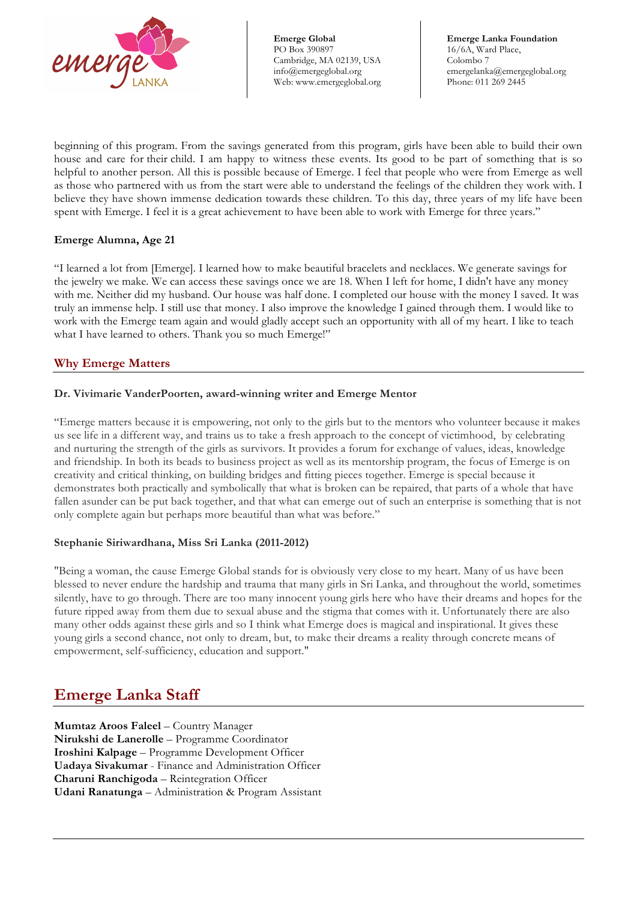beginning of this program. From the savings generated from this program, girls have been able to build their own house and care for their child. I am happy to witness these events. Its good to be part of something that is so helpful to another person. All this is possible because of Emerge. I feel that people who were from Emerge as well as those who partnered with us from the start were able to understand the feelings of the children they work with. I believe they have shown immense dedication towards these children. To this day, three years of my life have been spent with Emerge. I feel it is a great achievement to have been able to work with Emerge for three years."

**Emerge Alumna, Age 21**

"I learned a lot from [Emerge]. I learned how to make beautiful bracelets and necklaces. We generate savings for the jewelry we make. We can access these savings once we are 18. When I left for home, I didn't have any money with me. Neither did my husband. Our house was half done. I completed our house with the money I saved. It was truly an immense help. I still use that money. I also improve the knowledge I gained through them. I would like to work with the Emerge team again and would gladly accept such an opportunity with all of my heart. I like to teach what I have learned to others. Thank you so much Emerge!"

## Why Emerge Matters

**Dr. Vivimarie VanderPoorten, award-winning writer and Emerge Mentor**

"Emerge matters because it is empowering, not only to the girls but to the mentors who volunteer because it makes us see life in a different way, and trains us to take a fresh approach to the concept of victimhood, by celebrating and nurturing the strength of the girls as survivors. It provides a forum for exchange of values, ideas, knowledge and friendship. In both its beads to business project as well as its mentorship program, the focus of Emerge is on creativity and critical thinking, on building bridges and fitting pieces together. Emerge is special because it demonstrates both practically and symbolically that what is broken can be repaired, that parts of a whole that have fallen asunder can be put back together, and that what can emerge out of such an enterprise is something that is not only complete again but perhaps more beautiful than what was before."

**Stephanie Siriwardhana, Miss Sri Lanka (2011-2012)**

"Being a woman, the cause Emerge Global stands for is obviously very close to my heart. Many of us have been blessed to never endure the hardship and trauma that many girls in Sri Lanka, and throughout the world, sometimes silently, have to go through. There are too many innocent young girls here who have their dreams and hopes for the future ripped away from them due to sexual abuse and the stigma that comes with it. Unfortunately there are also many other odds against these girls and so I think what Emerge does is magical and inspirational. It gives these young girls a second chance, not only to dream, but, to make their dreams a reality through concrete means of empowerment, self-sufficiency, education and support."

# Emerge Lanka Staff

**Mumtaz Aroos Faleel** – Country Manager
**Nirukshi de Lanerolle** – Programme Coordinator
**Iroshini Kalpage** – Programme Development Officer
**Uadaya Sivakumar** - Finance and Administration Officer
**Charuni Ranchigoda** – Reintegration Officer
**Udani Ranatunga** – Administration & Program Assistant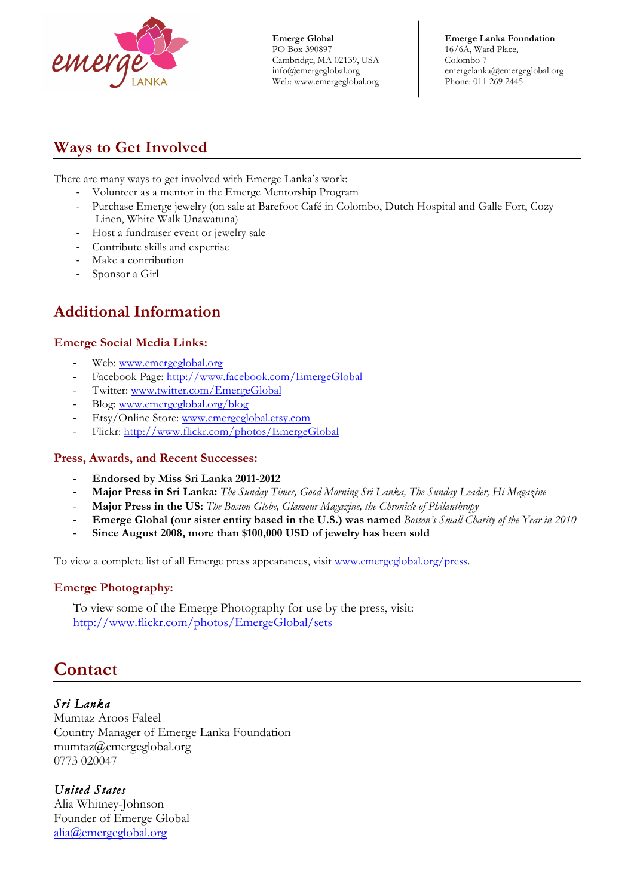**Emerge Global**
PO Box 390897
Cambridge, MA 02139, USA
info@emergeglobal.org
Web: www.emergeglobal.org

**Emerge Lanka Foundation**
16/6A, Ward Place,
Colombo 7
emergelanka@emergeglobal.org
Phone: 011 269 2445

## Ways to Get Involved

There are many ways to get involved with Emerge Lanka's work:

- Volunteer as a mentor in the Emerge Mentorship Program
- Purchase Emerge jewelry (on sale at Barefoot Café in Colombo, Dutch Hospital and Galle Fort, Cozy Linen, White Walk Unawatuna)
- Host a fundraiser event or jewelry sale
- Contribute skills and expertise
- Make a contribution
- Sponsor a Girl

## Additional Information

### Emerge Social Media Links:

- Web: www.emergeglobal.org
- Facebook Page: http://www.facebook.com/EmergeGlobal
- Twitter: www.twitter.com/EmergeGlobal
- Blog: www.emergeglobal.org/blog
- Etsy/Online Store: www.emergeglobal.etsy.com
- Flickr: http://www.flickr.com/photos/EmergeGlobal

### Press, Awards, and Recent Successes:

- **Endorsed by Miss Sri Lanka 2011-2012**
- **Major Press in Sri Lanka:** *The Sunday Times, Good Morning Sri Lanka, The Sunday Leader, Hi Magazine*
- **Major Press in the US:** *The Boston Globe, Glamour Magazine, the Chronicle of Philanthropy*
- **Emerge Global (our sister entity based in the U.S.) was named** *Boston's Small Charity of the Year in 2010*
- **Since August 2008, more than $100,000 USD of jewelry has been sold**

To view a complete list of all Emerge press appearances, visit www.emergeglobal.org/press.

### Emerge Photography:

To view some of the Emerge Photography for use by the press, visit:
http://www.flickr.com/photos/EmergeGlobal/sets

## Contact

*Sri Lanka*
Mumtaz Aroos Faleel
Country Manager of Emerge Lanka Foundation
mumtaz@emergeglobal.org
0773 020047

*United States*
Alia Whitney-Johnson
Founder of Emerge Global
alia@emergeglobal.org